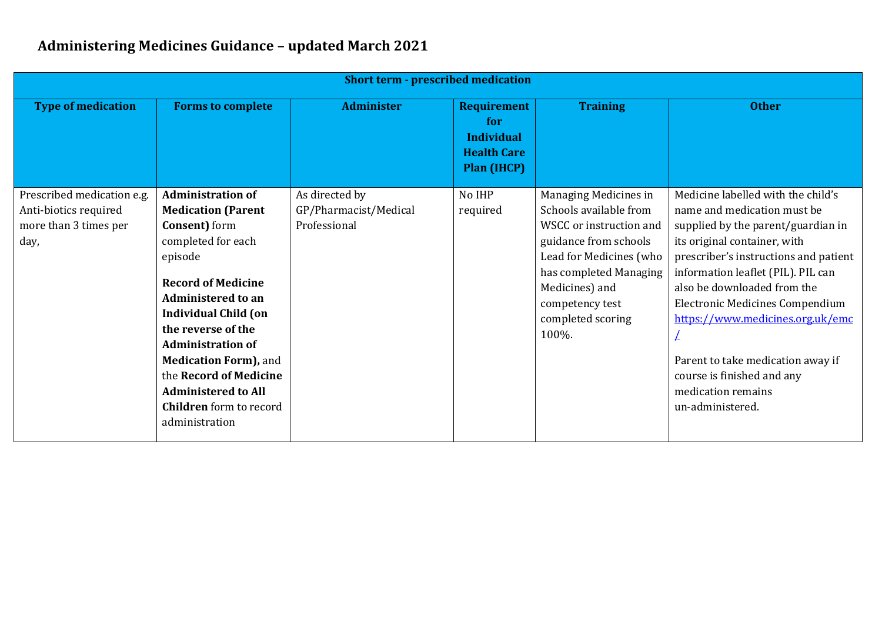# Administering Medicines Guidance – updated March 2021

| Short term - prescribed medication | | | | | |
|---|---|---|---|---|---|
| **Type of medication** | **Forms to complete** | **Administer** | **Requirement for Individual Health Care Plan (IHCP)** | **Training** | **Other** |
| Prescribed medication e.g. Anti-biotics required more than 3 times per day, | **Administration of Medication (Parent Consent)** form completed for each episode<br><br>**Record of Medicine Administered to an Individual Child (on the reverse of the Administration of Medication Form),** and the **Record of Medicine Administered to All Children** form to record administration | As directed by GP/Pharmacist/Medical Professional | No IHP required | Managing Medicines in Schools available from WSCC or instruction and guidance from schools Lead for Medicines (who has completed Managing Medicines) and competency test completed scoring 100%. | Medicine labelled with the child's name and medication must be supplied by the parent/guardian in its original container, with prescriber's instructions and patient information leaflet (PIL). PIL can also be downloaded from the Electronic Medicines Compendium https://www.medicines.org.uk/emc/<br><br>Parent to take medication away if course is finished and any medication remains un-administered. |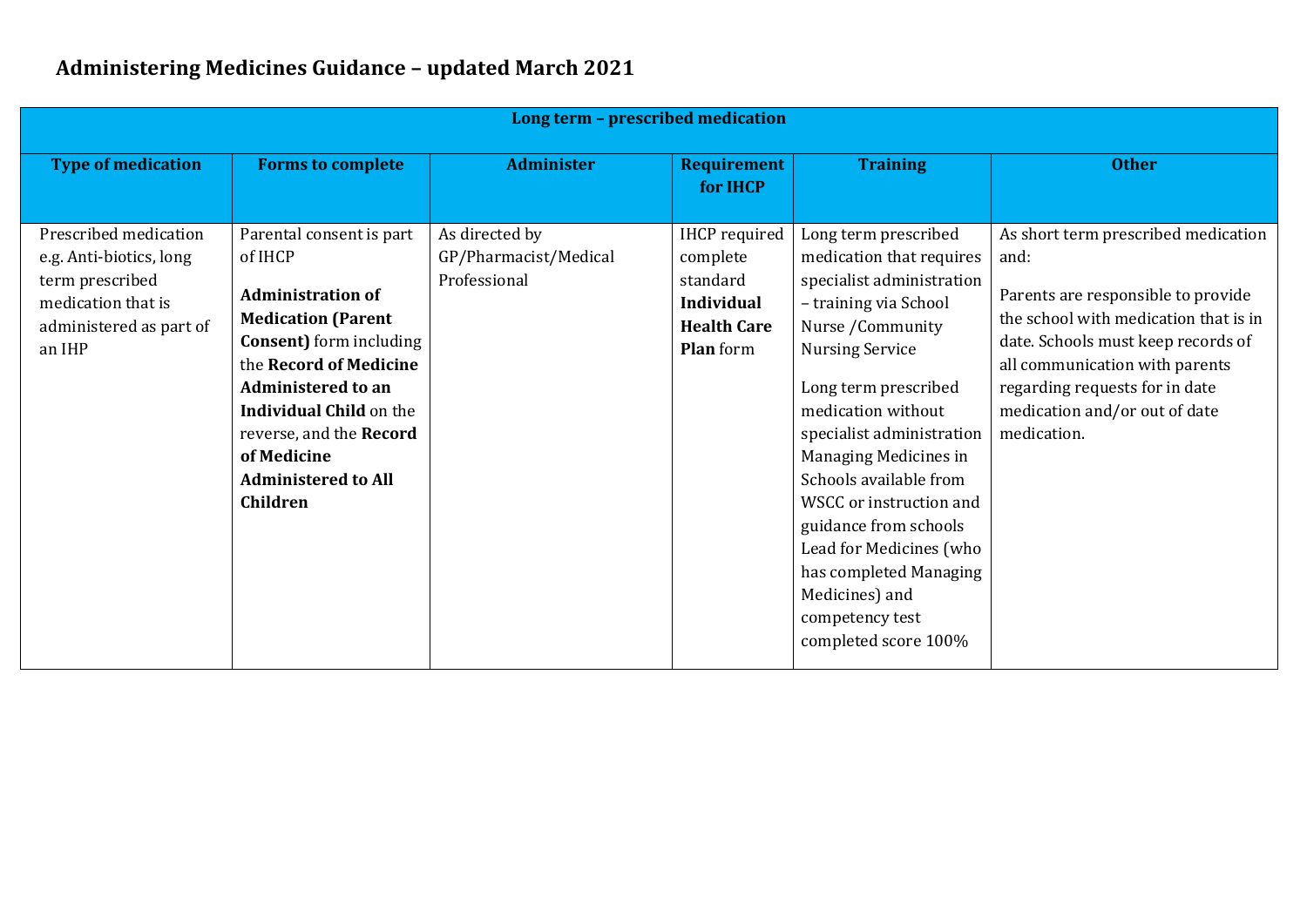# Administering Medicines Guidance – updated March 2021

| Long term – prescribed medication | | | | | |
|---|---|---|---|---|---|
| **Type of medication** | **Forms to complete** | **Administer** | **Requirement for IHCP** | **Training** | **Other** |
| Prescribed medication e.g. Anti-biotics, long term prescribed medication that is administered as part of an IHP | Parental consent is part of IHCP<br><br>**Administration of Medication (Parent Consent)** form including the **Record of Medicine Administered to an Individual Child** on the reverse, and the **Record of Medicine Administered to All Children** | As directed by GP/Pharmacist/Medical Professional | IHCP required complete standard **Individual Health Care Plan** form | Long term prescribed medication that requires specialist administration – training via School Nurse /Community Nursing Service<br><br>Long term prescribed medication without specialist administration Managing Medicines in Schools available from WSCC or instruction and guidance from schools Lead for Medicines (who has completed Managing Medicines) and competency test completed score 100% | As short term prescribed medication and:<br><br>Parents are responsible to provide the school with medication that is in date. Schools must keep records of all communication with parents regarding requests for in date medication and/or out of date medication. |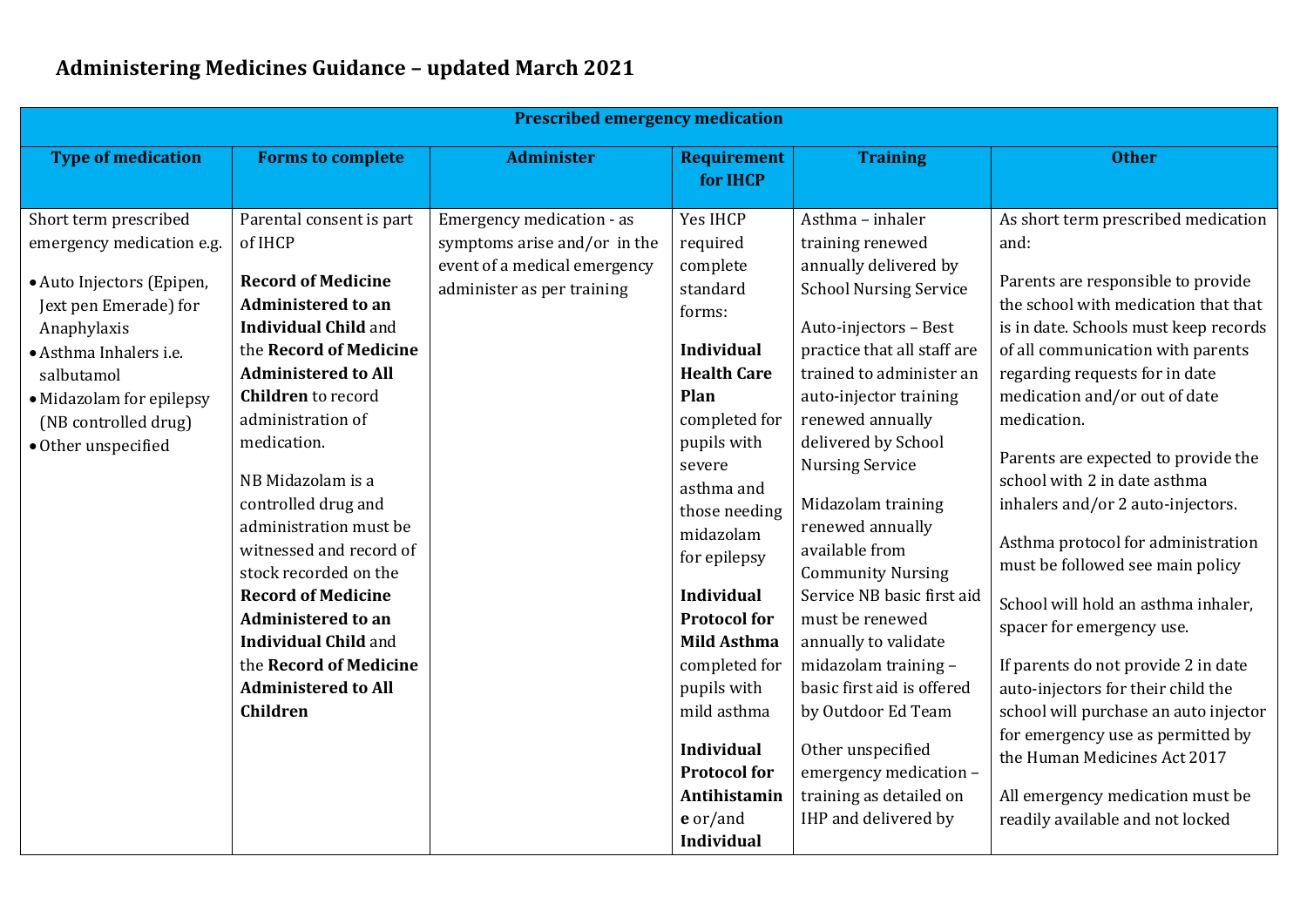# Administering Medicines Guidance – updated March 2021

| Prescribed emergency medication | | | | | |
|---|---|---|---|---|---|
| **Type of medication** | **Forms to complete** | **Administer** | **Requirement for IHCP** | **Training** | **Other** |
| Short term prescribed emergency medication e.g.<br>• Auto Injectors (Epipen, Jext pen Emerade) for Anaphylaxis<br>• Asthma Inhalers i.e. salbutamol<br>• Midazolam for epilepsy (NB controlled drug)<br>• Other unspecified | Parental consent is part of IHCP<br><br>**Record of Medicine Administered to an Individual Child** and the **Record of Medicine Administered to All Children** to record administration of medication.<br><br>NB Midazolam is a controlled drug and administration must be witnessed and record of stock recorded on the **Record of Medicine Administered to an Individual Child** and the **Record of Medicine Administered to All Children** | Emergency medication - as symptoms arise and/or in the event of a medical emergency administer as per training | Yes IHCP required complete standard forms:<br><br>**Individual Health Care Plan** completed for pupils with severe asthma and those needing midazolam for epilepsy<br><br>**Individual Protocol for Mild Asthma** completed for pupils with mild asthma<br><br>**Individual Protocol for Antihistamine** or/and **Individual** | Asthma – inhaler training renewed annually delivered by School Nursing Service<br><br>Auto-injectors – Best practice that all staff are trained to administer an auto-injector training renewed annually delivered by School Nursing Service<br><br>Midazolam training renewed annually available from Community Nursing Service NB basic first aid must be renewed annually to validate midazolam training – basic first aid is offered by Outdoor Ed Team<br><br>Other unspecified emergency medication – training as detailed on IHP and delivered by | As short term prescribed medication and:<br><br>Parents are responsible to provide the school with medication that that is in date. Schools must keep records of all communication with parents regarding requests for in date medication and/or out of date medication.<br><br>Parents are expected to provide the school with 2 in date asthma inhalers and/or 2 auto-injectors.<br><br>Asthma protocol for administration must be followed see main policy<br><br>School will hold an asthma inhaler, spacer for emergency use.<br><br>If parents do not provide 2 in date auto-injectors for their child the school will purchase an auto injector for emergency use as permitted by the Human Medicines Act 2017<br><br>All emergency medication must be readily available and not locked |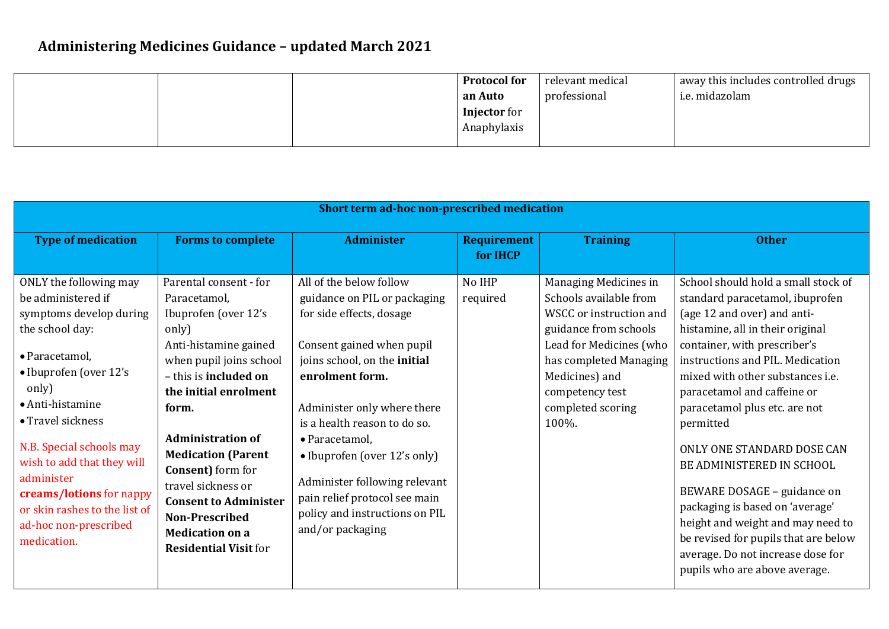# Administering Medicines Guidance – updated March 2021

| | | | **Protocol for an Auto Injector** for Anaphylaxis | relevant medical professional | away this includes controlled drugs i.e. midazolam |
|---|---|---|---|---|---|

| **Short term ad-hoc non-prescribed medication** | | | | | |
|---|---|---|---|---|---|
| **Type of medication** | **Forms to complete** | **Administer** | **Requirement for IHCP** | **Training** | **Other** |
| ONLY the following may be administered if symptoms develop during the school day:<br>• Paracetamol,<br>• Ibuprofen (over 12's only)<br>• Anti-histamine<br>• Travel sickness<br><br>N.B. Special schools may wish to add that they will administer **creams/lotions** for nappy or skin rashes to the list of ad-hoc non-prescribed medication. | Parental consent - for Paracetamol, Ibuprofen (over 12's only) Anti-histamine gained when pupil joins school – this is **included on the initial enrolment form.**<br><br>**Administration of Medication (Parent Consent)** form for travel sickness or **Consent to Administer Non-Prescribed Medication on a Residential Visit** for | All of the below follow guidance on PIL or packaging for side effects, dosage<br><br>Consent gained when pupil joins school, on the **initial enrolment form.**<br><br>Administer only where there is a health reason to do so.<br>• Paracetamol,<br>• Ibuprofen (over 12's only)<br><br>Administer following relevant pain relief protocol see main policy and instructions on PIL and/or packaging | No IHP required | Managing Medicines in Schools available from WSCC or instruction and guidance from schools Lead for Medicines (who has completed Managing Medicines) and competency test completed scoring 100%. | School should hold a small stock of standard paracetamol, ibuprofen (age 12 and over) and anti-histamine, all in their original container, with prescriber's instructions and PIL. Medication mixed with other substances i.e. paracetamol and caffeine or paracetamol plus etc. are not permitted<br><br>ONLY ONE STANDARD DOSE CAN BE ADMINISTERED IN SCHOOL<br><br>BEWARE DOSAGE – guidance on packaging is based on 'average' height and weight and may need to be revised for pupils that are below average. Do not increase dose for pupils who are above average. |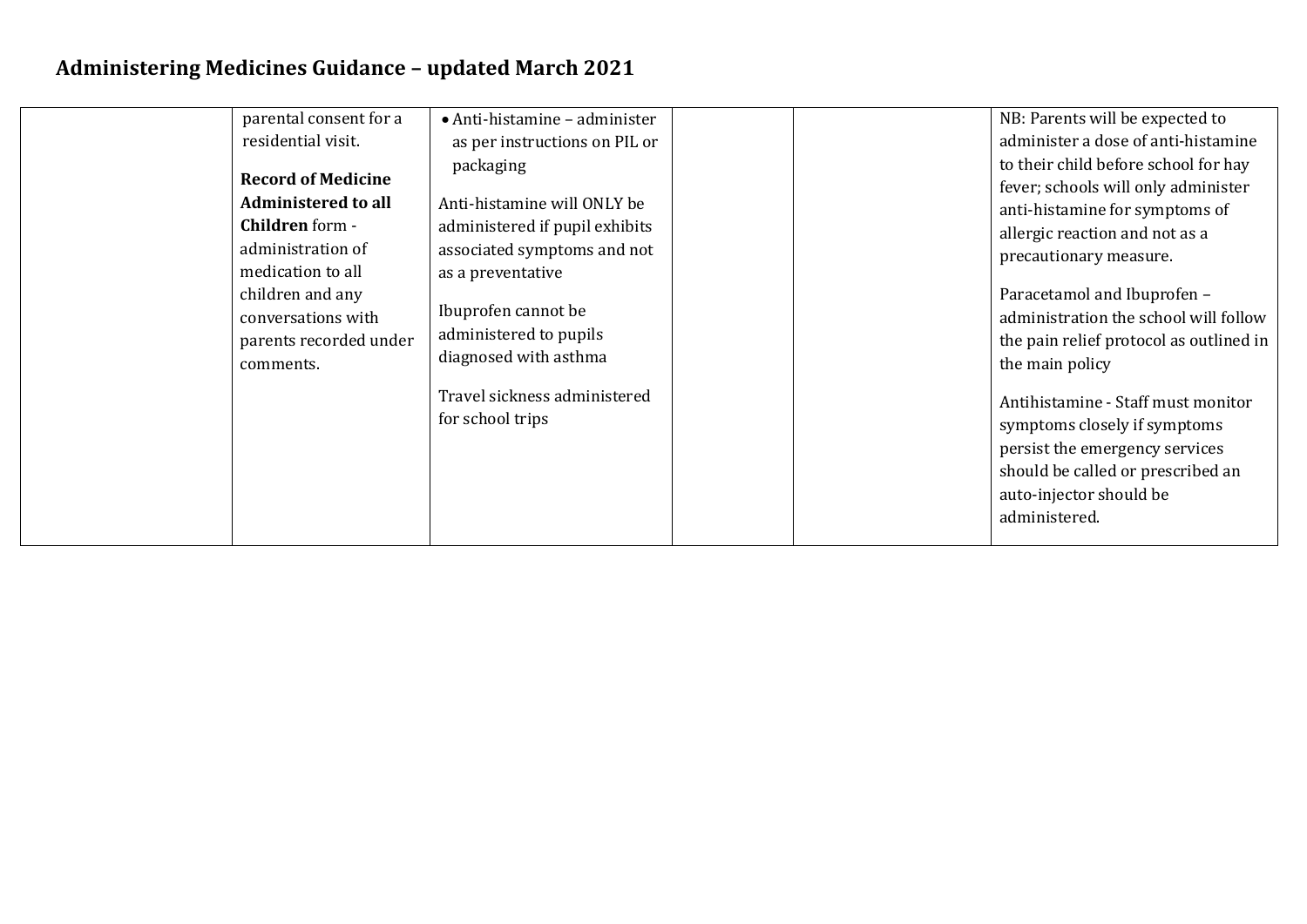## Administering Medicines Guidance – updated March 2021

| | | | | | |
|---|---|---|---|---|---|
| | parental consent for a residential visit.<br><br>**Record of Medicine Administered to all Children** form - administration of medication to all children and any conversations with parents recorded under comments. | • Anti-histamine – administer as per instructions on PIL or packaging<br><br>Anti-histamine will ONLY be administered if pupil exhibits associated symptoms and not as a preventative<br><br>Ibuprofen cannot be administered to pupils diagnosed with asthma<br><br>Travel sickness administered for school trips | | | NB: Parents will be expected to administer a dose of anti-histamine to their child before school for hay fever; schools will only administer anti-histamine for symptoms of allergic reaction and not as a precautionary measure.<br><br>Paracetamol and Ibuprofen – administration the school will follow the pain relief protocol as outlined in the main policy<br><br>Antihistamine - Staff must monitor symptoms closely if symptoms persist the emergency services should be called or prescribed an auto-injector should be administered. |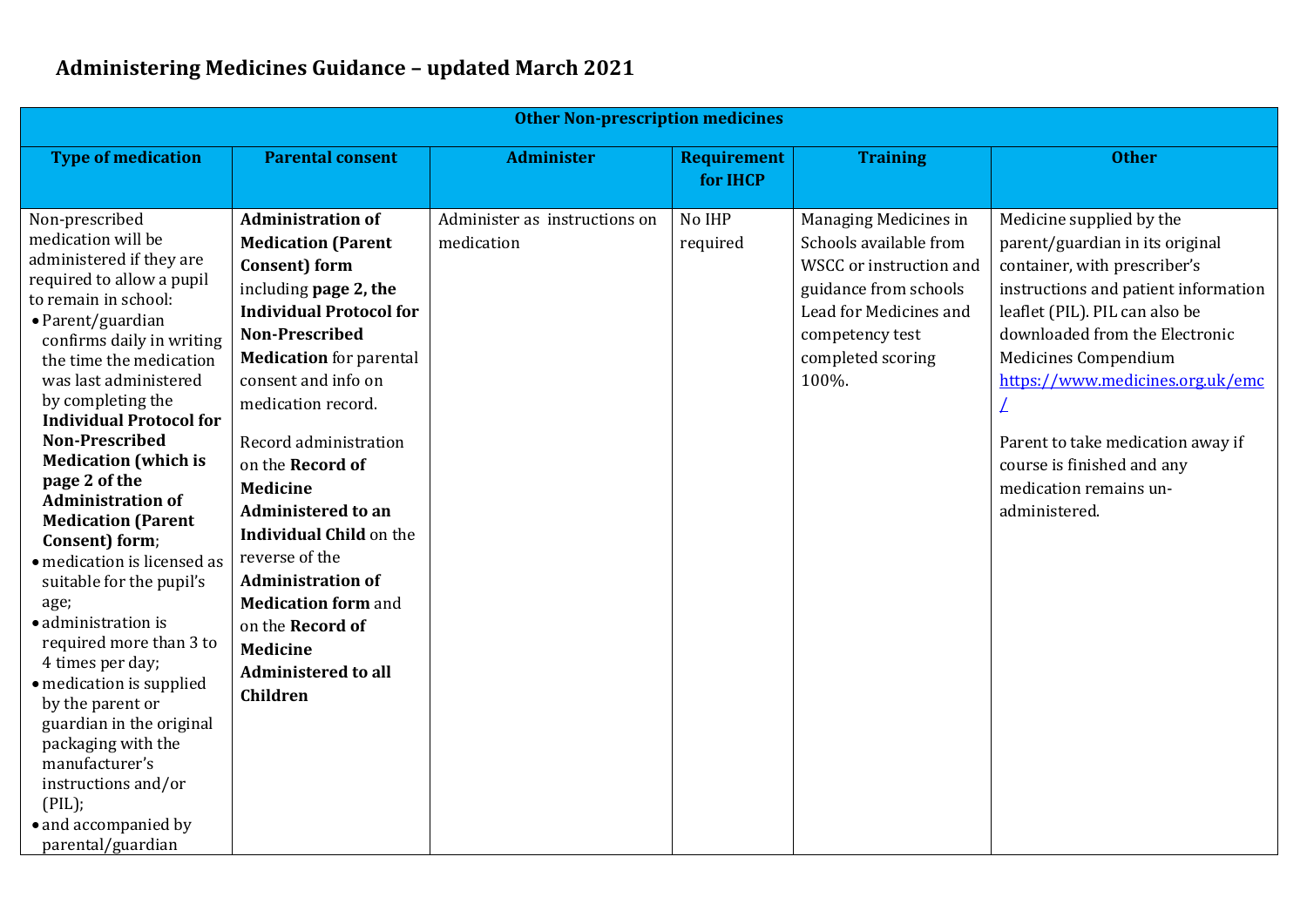# Administering Medicines Guidance – updated March 2021

| Other Non-prescription medicines | | | | | |
|---|---|---|---|---|---|
| **Type of medication** | **Parental consent** | **Administer** | **Requirement for IHCP** | **Training** | **Other** |
| Non-prescribed medication will be administered if they are required to allow a pupil to remain in school:<br>• Parent/guardian confirms daily in writing the time the medication was last administered by completing the **Individual Protocol for Non-Prescribed Medication (which is page 2 of the Administration of Medication (Parent Consent) form**;<br>• medication is licensed as suitable for the pupil's age;<br>• administration is required more than 3 to 4 times per day;<br>• medication is supplied by the parent or guardian in the original packaging with the manufacturer's instructions and/or (PIL);<br>• and accompanied by parental/guardian | **Administration of Medication (Parent Consent) form** including **page 2, the Individual Protocol for Non-Prescribed Medication** for parental consent and info on medication record.<br><br>Record administration on the **Record of Medicine Administered to an Individual Child** on the reverse of the **Administration of Medication form** and on the **Record of Medicine Administered to all Children** | Administer as instructions on medication | No IHP required | Managing Medicines in Schools available from WSCC or instruction and guidance from schools Lead for Medicines and competency test completed scoring 100%. | Medicine supplied by the parent/guardian in its original container, with prescriber's instructions and patient information leaflet (PIL). PIL can also be downloaded from the Electronic Medicines Compendium https://www.medicines.org.uk/emc/<br><br>Parent to take medication away if course is finished and any medication remains un-administered. |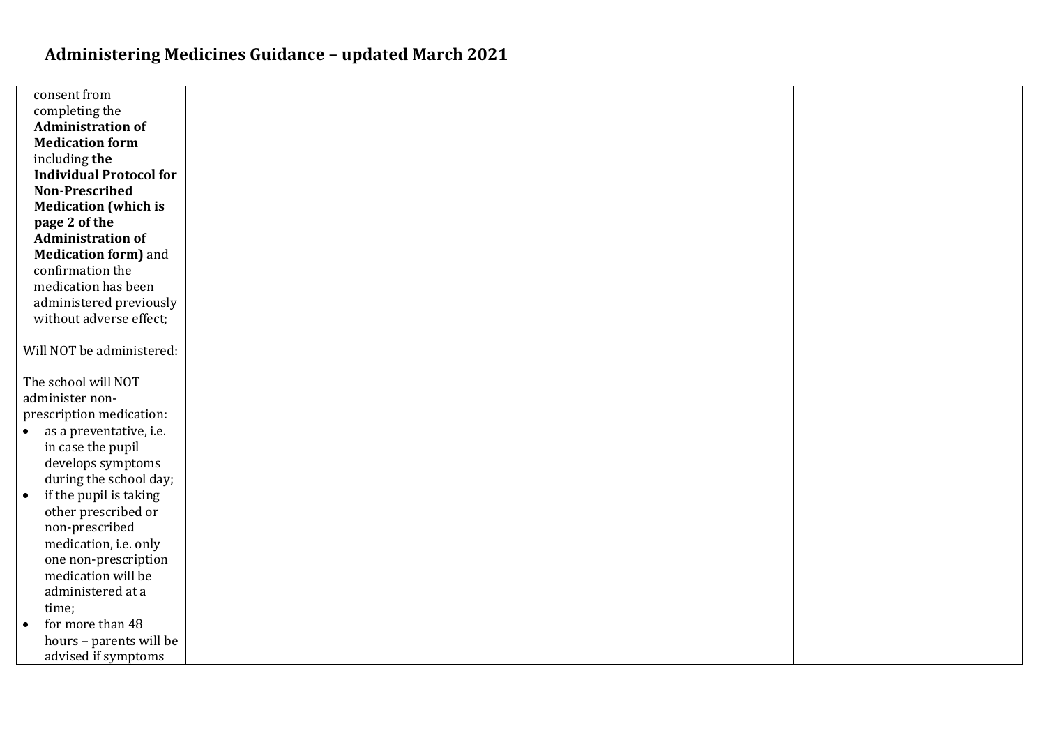## Administering Medicines Guidance – updated March 2021

| | | | | | |
|---|---|---|---|---|---|
| consent from completing the **Administration of Medication form** including **the Individual Protocol for Non-Prescribed Medication (which is page 2 of the Administration of Medication form)** and confirmation the medication has been administered previously without adverse effect;<br><br>Will NOT be administered:<br><br>The school will NOT administer non-prescription medication:<br>• as a preventative, i.e. in case the pupil develops symptoms during the school day;<br>• if the pupil is taking other prescribed or non-prescribed medication, i.e. only one non-prescription medication will be administered at a time;<br>• for more than 48 hours – parents will be advised if symptoms | | | | | |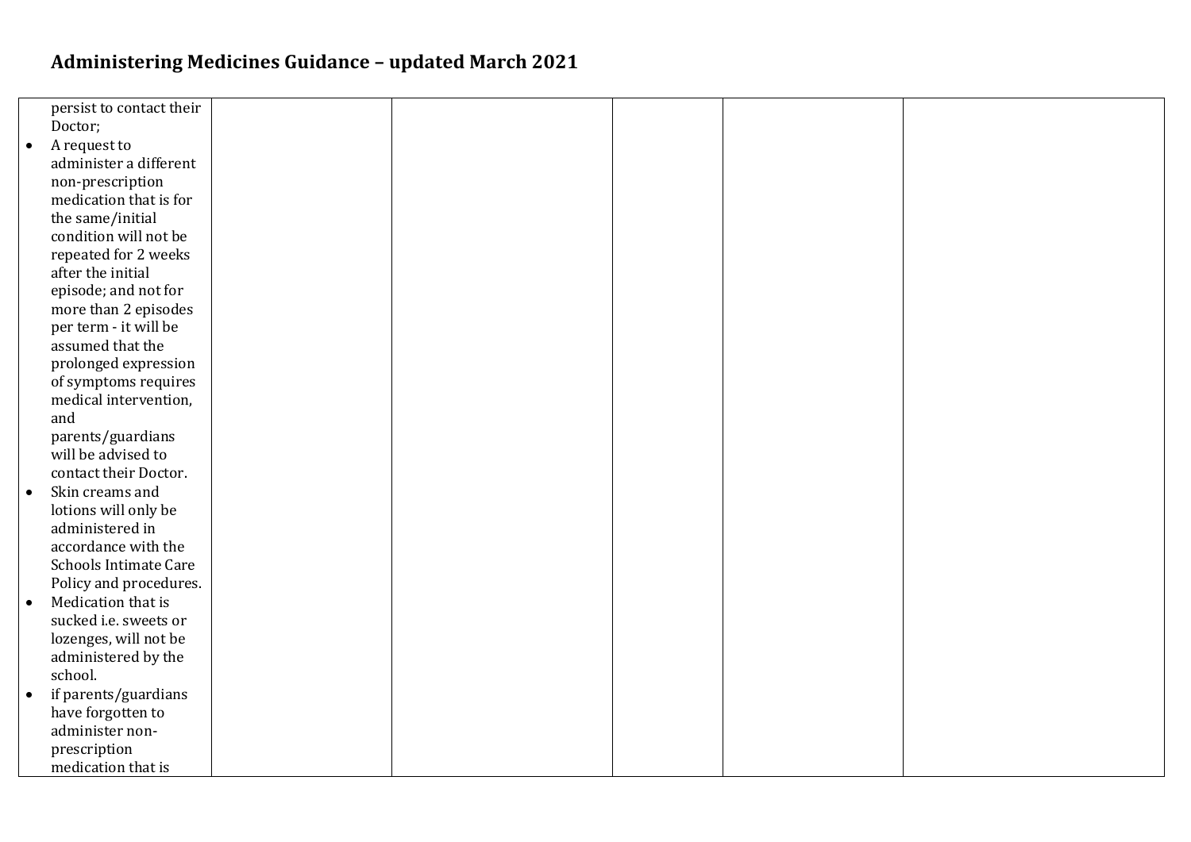# Administering Medicines Guidance – updated March 2021

| | | | | | |
|---|---|---|---|---|---|
| persist to contact their Doctor;<br>• A request to administer a different non-prescription medication that is for the same/initial condition will not be repeated for 2 weeks after the initial episode; and not for more than 2 episodes per term - it will be assumed that the prolonged expression of symptoms requires medical intervention, and parents/guardians will be advised to contact their Doctor.<br>• Skin creams and lotions will only be administered in accordance with the Schools Intimate Care Policy and procedures.<br>• Medication that is sucked i.e. sweets or lozenges, will not be administered by the school.<br>• if parents/guardians have forgotten to administer non-prescription medication that is | | | | | |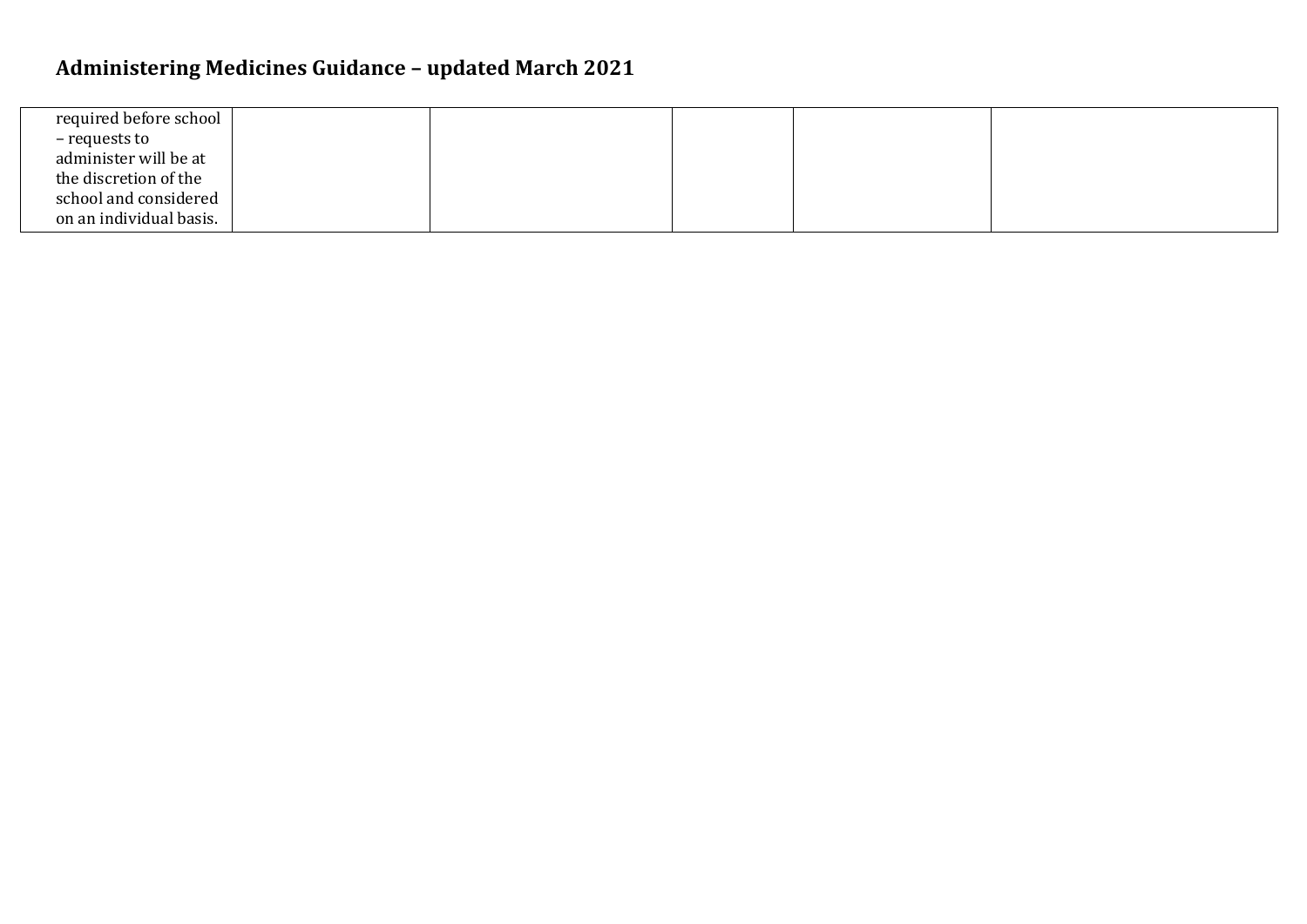| | | | | | |
|---|---|---|---|---|---|
| required before school – requests to administer will be at the discretion of the school and considered on an individual basis. | | | | | |